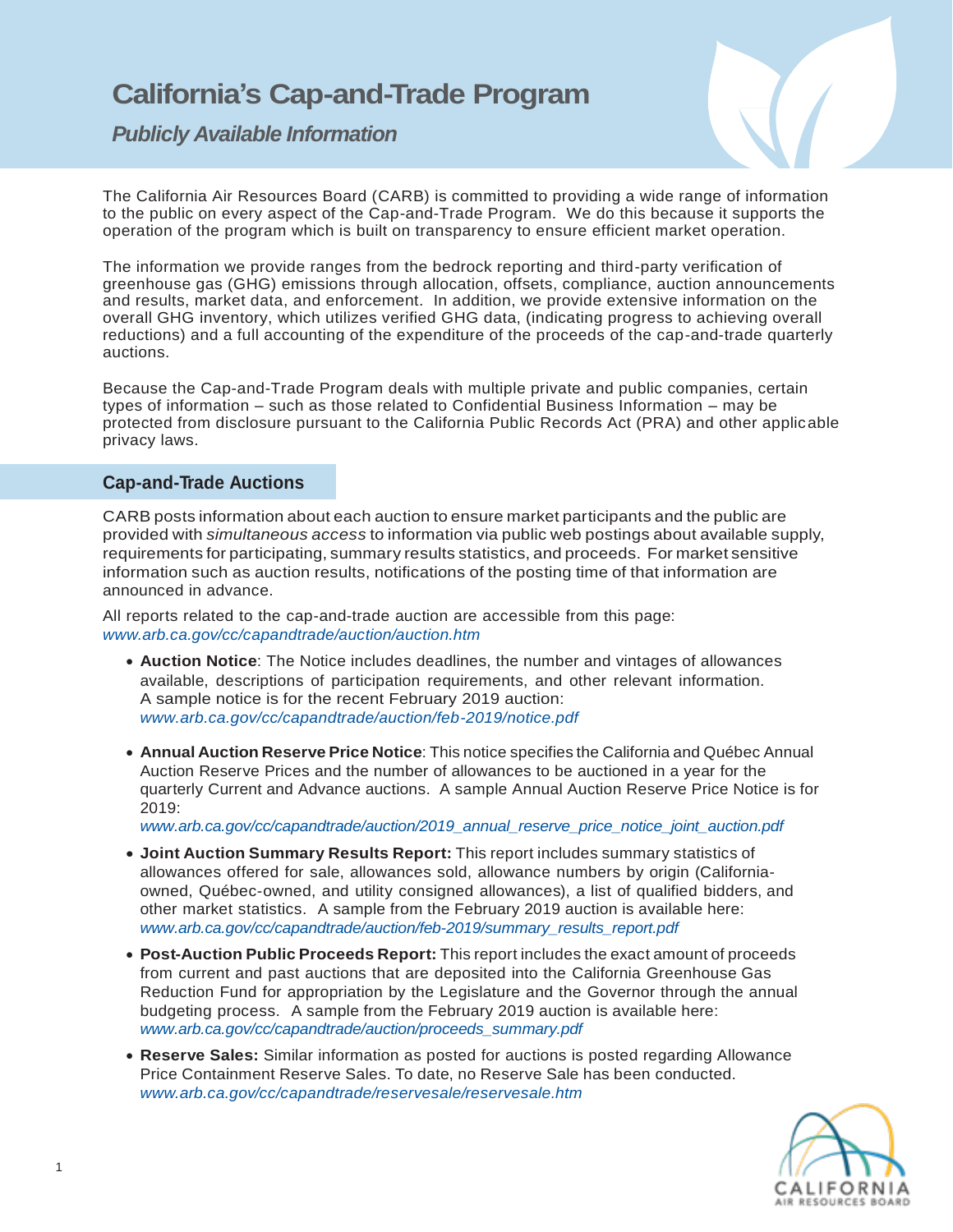# California's Cap-and-Trade Program

*Publicly Available Information*

The California Air Resources Board (CARB) is committed to providing a wide range of information to the public on every aspect of the Cap-and-Trade Program. We do this because it supports the operation of the program which is built on transparency to ensure efficient market operation.

The information we provide ranges from the bedrock reporting and third-party verification of greenhouse gas (GHG) emissions through allocation, offsets, compliance, auction announcements and results, market data, and enforcement. In addition, we provide extensive information on the overall GHG inventory, which utilizes verified GHG data, (indicating progress to achieving overall reductions) and a full accounting of the expenditure of the proceeds of the cap-and-trade quarterly auctions.

Because the Cap-and-Trade Program deals with multiple private and public companies, certain types of information – such as those related to Confidential Business Information – may be protected from disclosure pursuant to the California Public Records Act (PRA) and other applicable privacy laws.

## Cap-and-Trade Auctions

CARB posts information about each auction to ensure market participants and the public are provided with *simultaneous access* to information via public web postings about available supply, requirements for participating, summary results statistics, and proceeds. For market sensitive information such as auction results, notifications of the posting time of that information are announced in advance.

All reports related to the cap-and-trade auction are accessible from this page: *www.arb.ca.gov/cc/capandtrade/auction/auction.htm*

- **Auction Notice**: The Notice includes deadlines, the number and vintages of allowances available, descriptions of participation requirements, and other relevant information. A sample notice is for the recent February 2019 auction: *www.arb.ca.gov/cc/capandtrade/auction/feb-2019/notice.pdf*
- **Annual Auction Reserve Price Notice**: This notice specifies the California and Québec Annual Auction Reserve Prices and the number of allowances to be auctioned in a year for the quarterly Current and Advance auctions. A sample Annual Auction Reserve Price Notice is for 2019: *www.arb.ca.gov/cc/capandtrade/auction/2019_annual_reserve_price_notice_joint_auction.pdf*
- **Joint Auction Summary Results Report:** This report includes summary statistics of allowances offered for sale, allowances sold, allowance numbers by origin (California-owned, Québec-owned, and utility consigned allowances), a list of qualified bidders, and other market statistics. A sample from the February 2019 auction is available here: *www.arb.ca.gov/cc/capandtrade/auction/feb-2019/summary_results_report.pdf*
- **Post-Auction Public Proceeds Report:** This report includes the exact amount of proceeds from current and past auctions that are deposited into the California Greenhouse Gas Reduction Fund for appropriation by the Legislature and the Governor through the annual budgeting process. A sample from the February 2019 auction is available here: *www.arb.ca.gov/cc/capandtrade/auction/proceeds_summary.pdf*
- **Reserve Sales:** Similar information as posted for auctions is posted regarding Allowance Price Containment Reserve Sales. To date, no Reserve Sale has been conducted. *www.arb.ca.gov/cc/capandtrade/reservesale/reservesale.htm*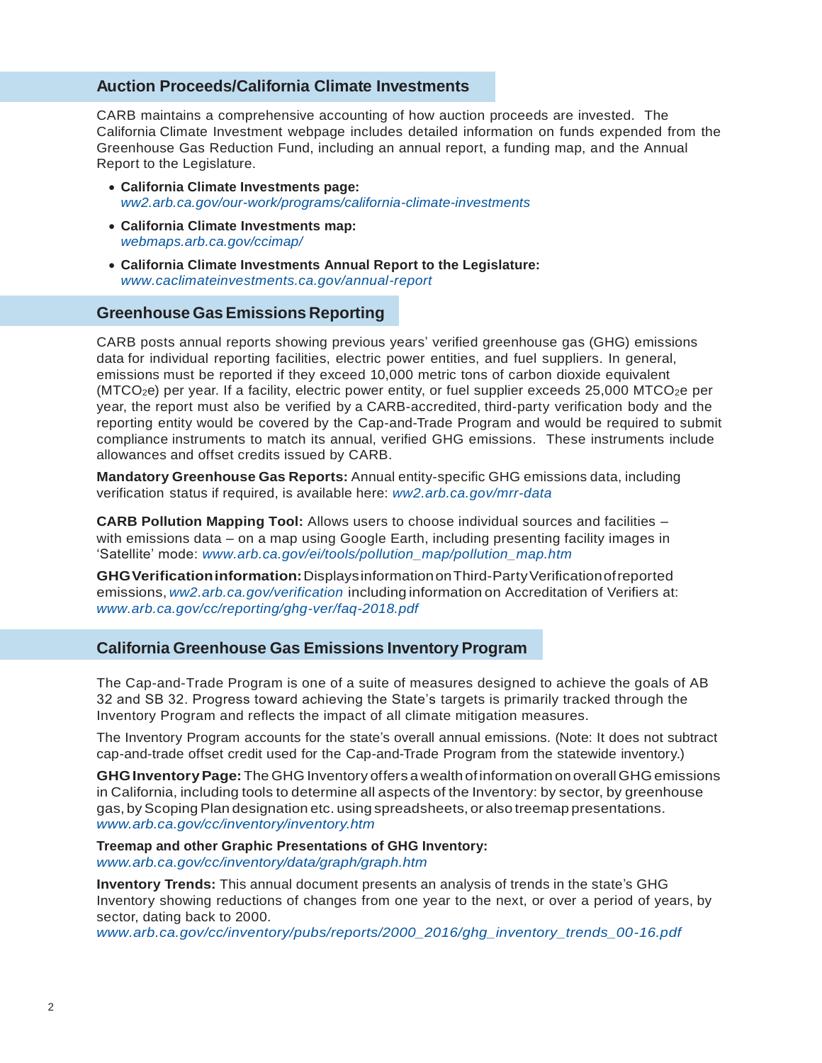## Auction Proceeds/California Climate Investments

CARB maintains a comprehensive accounting of how auction proceeds are invested. The California Climate Investment webpage includes detailed information on funds expended from the Greenhouse Gas Reduction Fund, including an annual report, a funding map, and the Annual Report to the Legislature.

- **California Climate Investments page:** *ww2.arb.ca.gov/our-work/programs/california-climate-investments*
- **California Climate Investments map:** *webmaps.arb.ca.gov/ccimap/*
- **California Climate Investments Annual Report to the Legislature:** *www.caclimateinvestments.ca.gov/annual-report*

## Greenhouse Gas Emissions Reporting

CARB posts annual reports showing previous years' verified greenhouse gas (GHG) emissions data for individual reporting facilities, electric power entities, and fuel suppliers. In general, emissions must be reported if they exceed 10,000 metric tons of carbon dioxide equivalent ($MTCO_2e$) per year. If a facility, electric power entity, or fuel supplier exceeds 25,000 $MTCO_2e$ per year, the report must also be verified by a CARB-accredited, third-party verification body and the reporting entity would be covered by the Cap-and-Trade Program and would be required to submit compliance instruments to match its annual, verified GHG emissions. These instruments include allowances and offset credits issued by CARB.

**Mandatory Greenhouse Gas Reports:** Annual entity-specific GHG emissions data, including verification status if required, is available here: *ww2.arb.ca.gov/mrr-data*

**CARB Pollution Mapping Tool:** Allows users to choose individual sources and facilities – with emissions data – on a map using Google Earth, including presenting facility images in 'Satellite' mode: *www.arb.ca.gov/ei/tools/pollution_map/pollution_map.htm*

**GHG Verification information:** Displays information on Third-Party Verification of reported emissions, *ww2.arb.ca.gov/verification* including information on Accreditation of Verifiers at: *www.arb.ca.gov/cc/reporting/ghg-ver/faq-2018.pdf*

## California Greenhouse Gas Emissions Inventory Program

The Cap-and-Trade Program is one of a suite of measures designed to achieve the goals of AB 32 and SB 32. Progress toward achieving the State's targets is primarily tracked through the Inventory Program and reflects the impact of all climate mitigation measures.

The Inventory Program accounts for the state's overall annual emissions. (Note: It does not subtract cap-and-trade offset credit used for the Cap-and-Trade Program from the statewide inventory.)

**GHG Inventory Page:** The GHG Inventory offers a wealth of information on overall GHG emissions in California, including tools to determine all aspects of the Inventory: by sector, by greenhouse gas, by Scoping Plan designation etc. using spreadsheets, or also treemap presentations. *www.arb.ca.gov/cc/inventory/inventory.htm*

**Treemap and other Graphic Presentations of GHG Inventory:** *www.arb.ca.gov/cc/inventory/data/graph/graph.htm*

**Inventory Trends:** This annual document presents an analysis of trends in the state's GHG Inventory showing reductions of changes from one year to the next, or over a period of years, by sector, dating back to 2000. *www.arb.ca.gov/cc/inventory/pubs/reports/2000_2016/ghg_inventory_trends_00-16.pdf*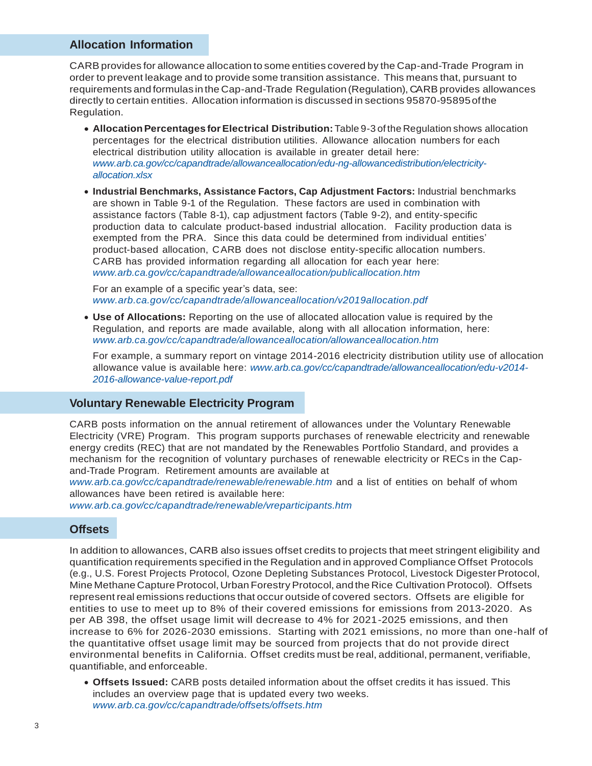## Allocation Information

CARB provides for allowance allocation to some entities covered by the Cap-and-Trade Program in order to prevent leakage and to provide some transition assistance. This means that, pursuant to requirements and formulas in the Cap-and-Trade Regulation (Regulation), CARB provides allowances directly to certain entities. Allocation information is discussed in sections 95870-95895 of the Regulation.

- **Allocation Percentages for Electrical Distribution:** Table 9-3 of the Regulation shows allocation percentages for the electrical distribution utilities. Allowance allocation numbers for each electrical distribution utility allocation is available in greater detail here: *www.arb.ca.gov/cc/capandtrade/allowanceallocation/edu-ng-allowancedistribution/electricity-allocation.xlsx*
- **Industrial Benchmarks, Assistance Factors, Cap Adjustment Factors:** Industrial benchmarks are shown in Table 9-1 of the Regulation. These factors are used in combination with assistance factors (Table 8-1), cap adjustment factors (Table 9-2), and entity-specific production data to calculate product-based industrial allocation. Facility production data is exempted from the PRA. Since this data could be determined from individual entities' product-based allocation, CARB does not disclose entity-specific allocation numbers. CARB has provided information regarding all allocation for each year here: *www.arb.ca.gov/cc/capandtrade/allowanceallocation/publicallocation.htm*

  For an example of a specific year's data, see: *www.arb.ca.gov/cc/capandtrade/allowanceallocation/v2019allocation.pdf*
- **Use of Allocations:** Reporting on the use of allocated allocation value is required by the Regulation, and reports are made available, along with all allocation information, here: *www.arb.ca.gov/cc/capandtrade/allowanceallocation/allowanceallocation.htm*

  For example, a summary report on vintage 2014-2016 electricity distribution utility use of allocation allowance value is available here: *www.arb.ca.gov/cc/capandtrade/allowanceallocation/edu-v2014-2016-allowance-value-report.pdf*

## Voluntary Renewable Electricity Program

CARB posts information on the annual retirement of allowances under the Voluntary Renewable Electricity (VRE) Program. This program supports purchases of renewable electricity and renewable energy credits (REC) that are not mandated by the Renewables Portfolio Standard, and provides a mechanism for the recognition of voluntary purchases of renewable electricity or RECs in the Cap-and-Trade Program. Retirement amounts are available at *www.arb.ca.gov/cc/capandtrade/renewable/renewable.htm* and a list of entities on behalf of whom allowances have been retired is available here: *www.arb.ca.gov/cc/capandtrade/renewable/vreparticipants.htm*

## Offsets

In addition to allowances, CARB also issues offset credits to projects that meet stringent eligibility and quantification requirements specified in the Regulation and in approved Compliance Offset Protocols (e.g., U.S. Forest Projects Protocol, Ozone Depleting Substances Protocol, Livestock Digester Protocol, Mine Methane Capture Protocol, Urban Forestry Protocol, and the Rice Cultivation Protocol). Offsets represent real emissions reductions that occur outside of covered sectors. Offsets are eligible for entities to use to meet up to 8% of their covered emissions for emissions from 2013-2020. As per AB 398, the offset usage limit will decrease to 4% for 2021-2025 emissions, and then increase to 6% for 2026-2030 emissions. Starting with 2021 emissions, no more than one-half of the quantitative offset usage limit may be sourced from projects that do not provide direct environmental benefits in California. Offset credits must be real, additional, permanent, verifiable, quantifiable, and enforceable.

- **Offsets Issued:** CARB posts detailed information about the offset credits it has issued. This includes an overview page that is updated every two weeks. *www.arb.ca.gov/cc/capandtrade/offsets/offsets.htm*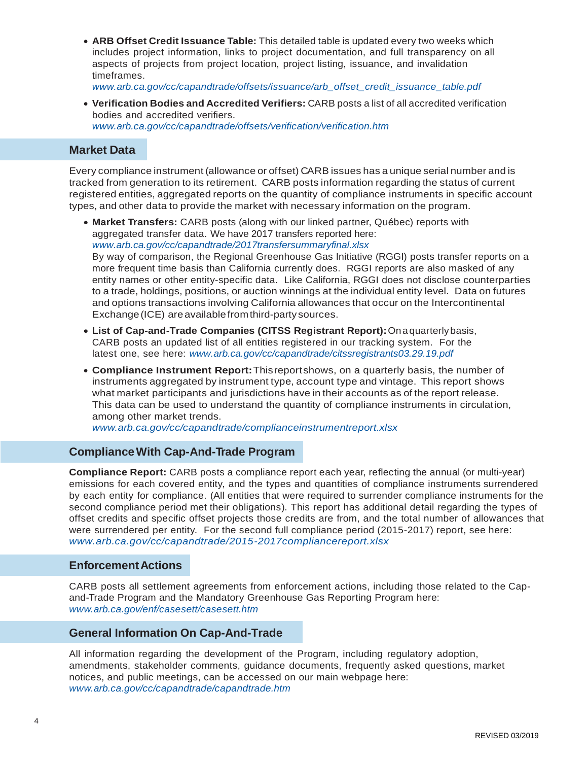- **ARB Offset Credit Issuance Table:** This detailed table is updated every two weeks which includes project information, links to project documentation, and full transparency on all aspects of projects from project location, project listing, issuance, and invalidation timeframes.
  *www.arb.ca.gov/cc/capandtrade/offsets/issuance/arb_offset_credit_issuance_table.pdf*
- **Verification Bodies and Accredited Verifiers:** CARB posts a list of all accredited verification bodies and accredited verifiers.
  *www.arb.ca.gov/cc/capandtrade/offsets/verification/verification.htm*

## Market Data

Every compliance instrument (allowance or offset) CARB issues has a unique serial number and is tracked from generation to its retirement. CARB posts information regarding the status of current registered entities, aggregated reports on the quantity of compliance instruments in specific account types, and other data to provide the market with necessary information on the program.

- **Market Transfers:** CARB posts (along with our linked partner, Québec) reports with aggregated transfer data. We have 2017 transfers reported here:
  *www.arb.ca.gov/cc/capandtrade/2017transfersummaryfinal.xlsx*
  By way of comparison, the Regional Greenhouse Gas Initiative (RGGI) posts transfer reports on a more frequent time basis than California currently does. RGGI reports are also masked of any entity names or other entity-specific data. Like California, RGGI does not disclose counterparties to a trade, holdings, positions, or auction winnings at the individual entity level. Data on futures and options transactions involving California allowances that occur on the Intercontinental Exchange (ICE) are available from third-party sources.
- **List of Cap-and-Trade Companies (CITSS Registrant Report):** On a quarterly basis, CARB posts an updated list of all entities registered in our tracking system. For the latest one, see here: *www.arb.ca.gov/cc/capandtrade/citssregistrants03.29.19.pdf*
- **Compliance Instrument Report:** This report shows, on a quarterly basis, the number of instruments aggregated by instrument type, account type and vintage. This report shows what market participants and jurisdictions have in their accounts as of the report release. This data can be used to understand the quantity of compliance instruments in circulation, among other market trends.
  *www.arb.ca.gov/cc/capandtrade/complianceinstrumentreport.xlsx*

## Compliance With Cap-And-Trade Program

**Compliance Report:** CARB posts a compliance report each year, reflecting the annual (or multi-year) emissions for each covered entity, and the types and quantities of compliance instruments surrendered by each entity for compliance. (All entities that were required to surrender compliance instruments for the second compliance period met their obligations). This report has additional detail regarding the types of offset credits and specific offset projects those credits are from, and the total number of allowances that were surrendered per entity. For the second full compliance period (2015-2017) report, see here: *www.arb.ca.gov/cc/capandtrade/2015-2017compliancereport.xlsx*

## Enforcement Actions

CARB posts all settlement agreements from enforcement actions, including those related to the Cap-and-Trade Program and the Mandatory Greenhouse Gas Reporting Program here:
*www.arb.ca.gov/enf/casesett/casesett.htm*

## General Information On Cap-And-Trade

All information regarding the development of the Program, including regulatory adoption, amendments, stakeholder comments, guidance documents, frequently asked questions, market notices, and public meetings, can be accessed on our main webpage here:
*www.arb.ca.gov/cc/capandtrade/capandtrade.htm*

REVISED 03/2019